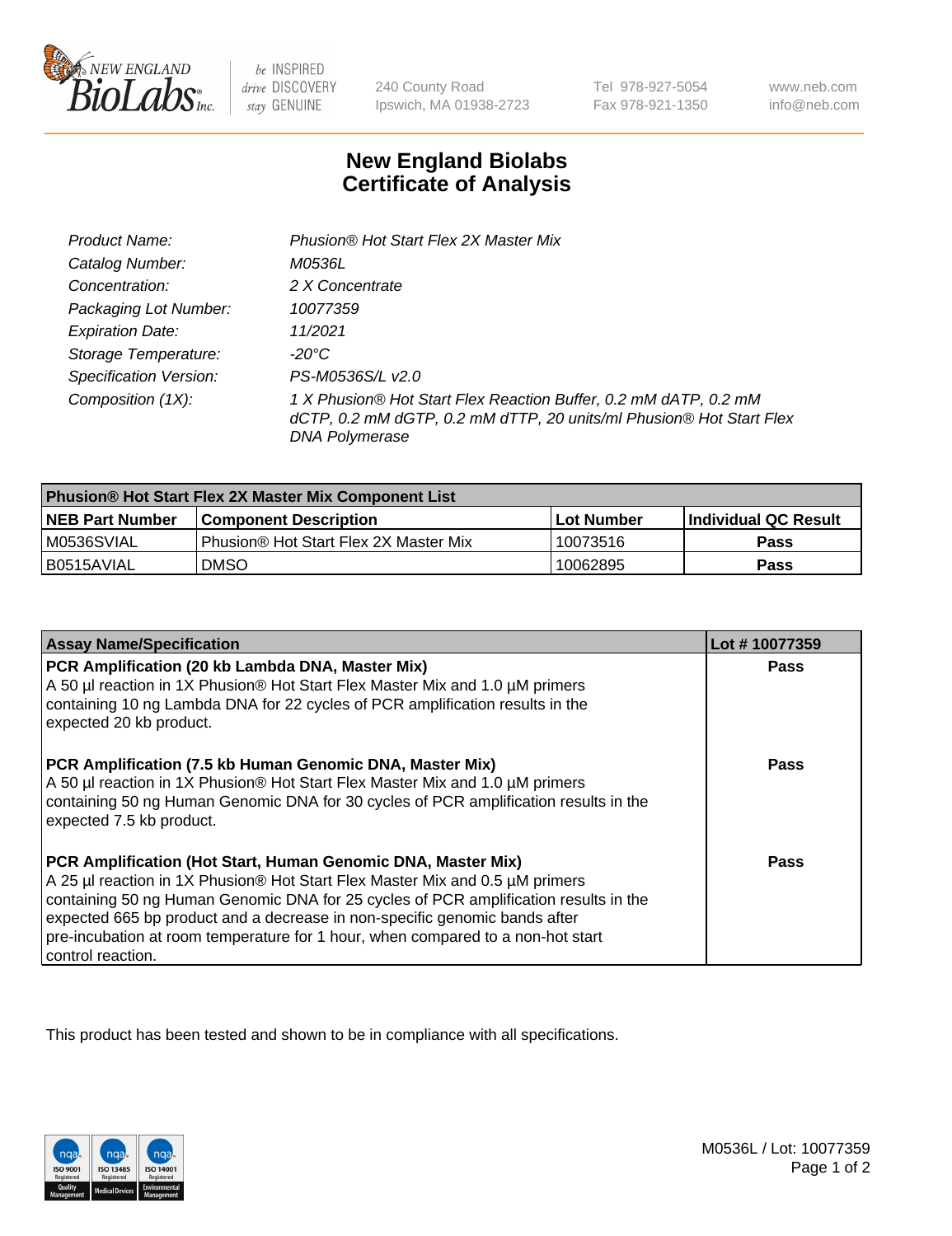240 County Road
Ipswich, MA 01938-2723

Tel 978-927-5054
Fax 978-921-1350

www.neb.com
info@neb.com

# New England Biolabs
# Certificate of Analysis

| | |
|---|---|
| *Product Name:* | *Phusion® Hot Start Flex 2X Master Mix* |
| *Catalog Number:* | *M0536L* |
| *Concentration:* | *2 X Concentrate* |
| *Packaging Lot Number:* | *10077359* |
| *Expiration Date:* | *11/2021* |
| *Storage Temperature:* | *-20°C* |
| *Specification Version:* | *PS-M0536S/L v2.0* |
| *Composition (1X):* | *1 X Phusion® Hot Start Flex Reaction Buffer, 0.2 mM dATP, 0.2 mM dCTP, 0.2 mM dGTP, 0.2 mM dTTP, 20 units/ml Phusion® Hot Start Flex DNA Polymerase* |

| Phusion® Hot Start Flex 2X Master Mix Component List | | | |
|---|---|---|---|
| **NEB Part Number** | **Component Description** | **Lot Number** | **Individual QC Result** |
| M0536SVIAL | Phusion® Hot Start Flex 2X Master Mix | 10073516 | **Pass** |
| B0515AVIAL | DMSO | 10062895 | **Pass** |

| Assay Name/Specification | Lot # 10077359 |
|---|---|
| **PCR Amplification (20 kb Lambda DNA, Master Mix)** A 50 µl reaction in 1X Phusion® Hot Start Flex Master Mix and 1.0 µM primers containing 10 ng Lambda DNA for 22 cycles of PCR amplification results in the expected 20 kb product. | **Pass** |
| **PCR Amplification (7.5 kb Human Genomic DNA, Master Mix)** A 50 µl reaction in 1X Phusion® Hot Start Flex Master Mix and 1.0 µM primers containing 50 ng Human Genomic DNA for 30 cycles of PCR amplification results in the expected 7.5 kb product. | **Pass** |
| **PCR Amplification (Hot Start, Human Genomic DNA, Master Mix)** A 25 µl reaction in 1X Phusion® Hot Start Flex Master Mix and 0.5 µM primers containing 50 ng Human Genomic DNA for 25 cycles of PCR amplification results in the expected 665 bp product and a decrease in non-specific genomic bands after pre-incubation at room temperature for 1 hour, when compared to a non-hot start control reaction. | **Pass** |

This product has been tested and shown to be in compliance with all specifications.

M0536L / Lot: 10077359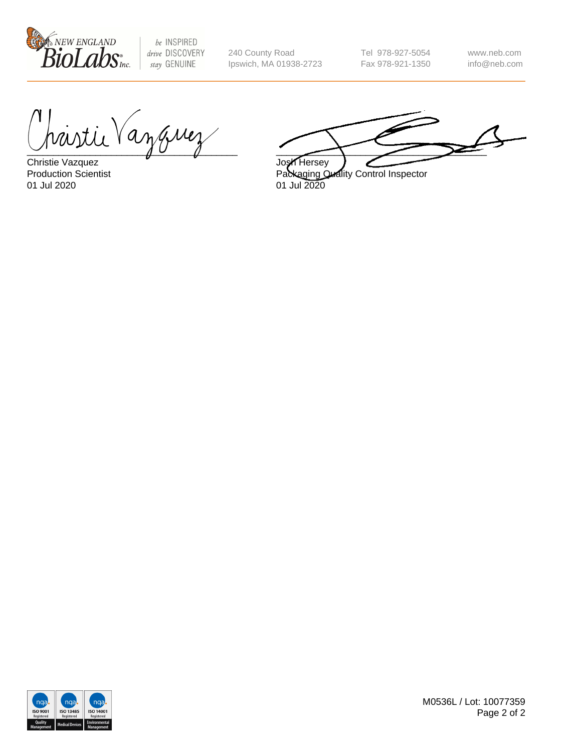Christie Vazquez
Production Scientist
01 Jul 2020

Josh Hersey
Packaging Quality Control Inspector
01 Jul 2020

M0536L / Lot: 10077359